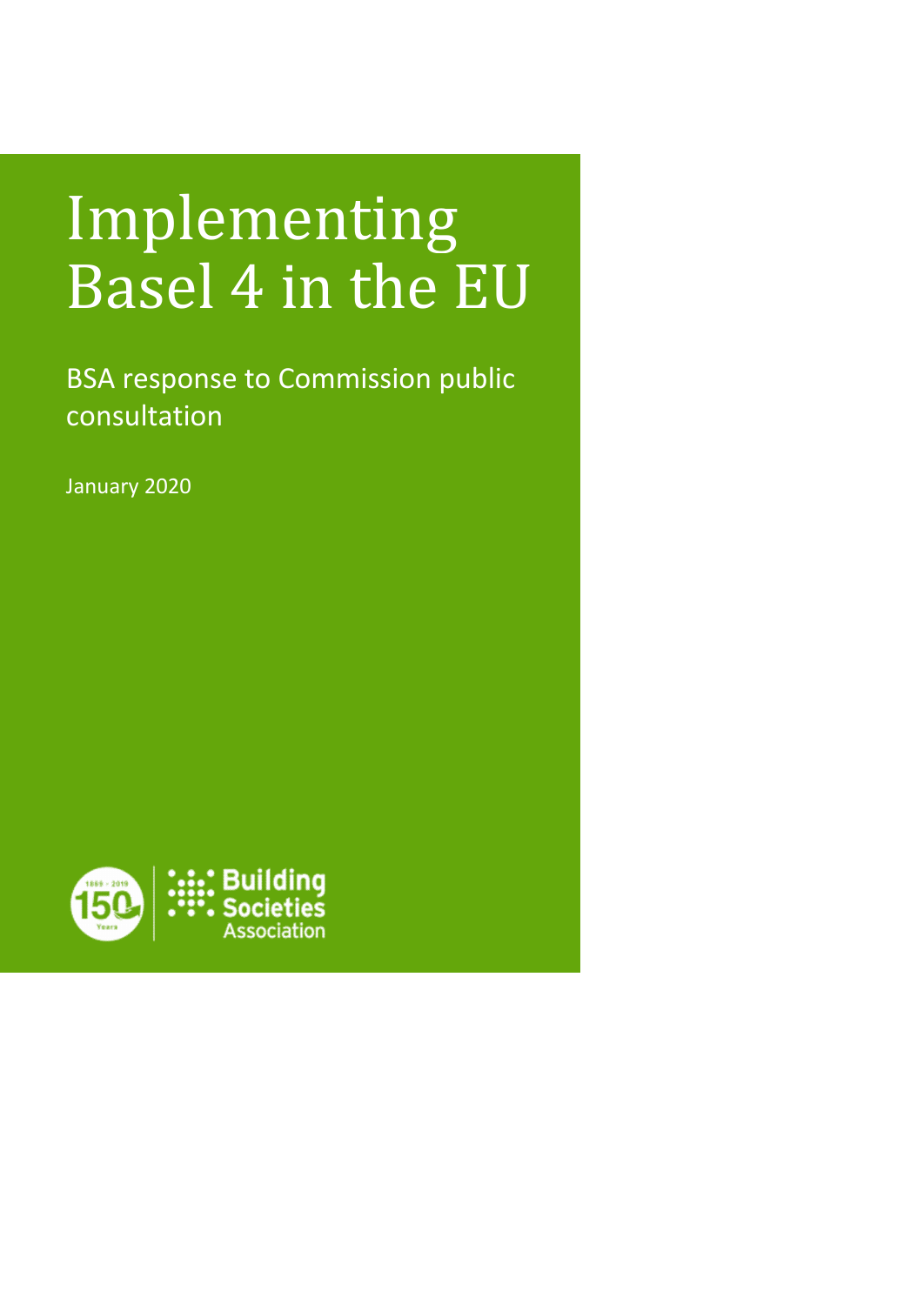# Implementing Basel 4 in the EU

BSA response to Commission public consultation

January 2020

1869 - 2019 150 Years

Building Societies Association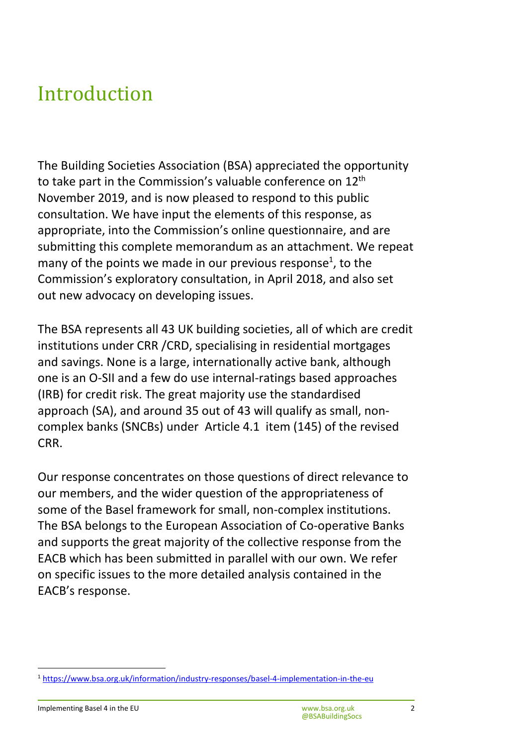# Introduction

The Building Societies Association (BSA) appreciated the opportunity to take part in the Commission's valuable conference on 12th November 2019, and is now pleased to respond to this public consultation. We have input the elements of this response, as appropriate, into the Commission's online questionnaire, and are submitting this complete memorandum as an attachment. We repeat many of the points we made in our previous response[1], to the Commission's exploratory consultation, in April 2018, and also set out new advocacy on developing issues.

The BSA represents all 43 UK building societies, all of which are credit institutions under CRR /CRD, specialising in residential mortgages and savings. None is a large, internationally active bank, although one is an O-SII and a few do use internal-ratings based approaches (IRB) for credit risk. The great majority use the standardised approach (SA), and around 35 out of 43 will qualify as small, non-complex banks (SNCBs) under Article 4.1 item (145) of the revised CRR.

Our response concentrates on those questions of direct relevance to our members, and the wider question of the appropriateness of some of the Basel framework for small, non-complex institutions. The BSA belongs to the European Association of Co-operative Banks and supports the great majority of the collective response from the EACB which has been submitted in parallel with our own. We refer on specific issues to the more detailed analysis contained in the EACB's response.

[1] https://www.bsa.org.uk/information/industry-responses/basel-4-implementation-in-the-eu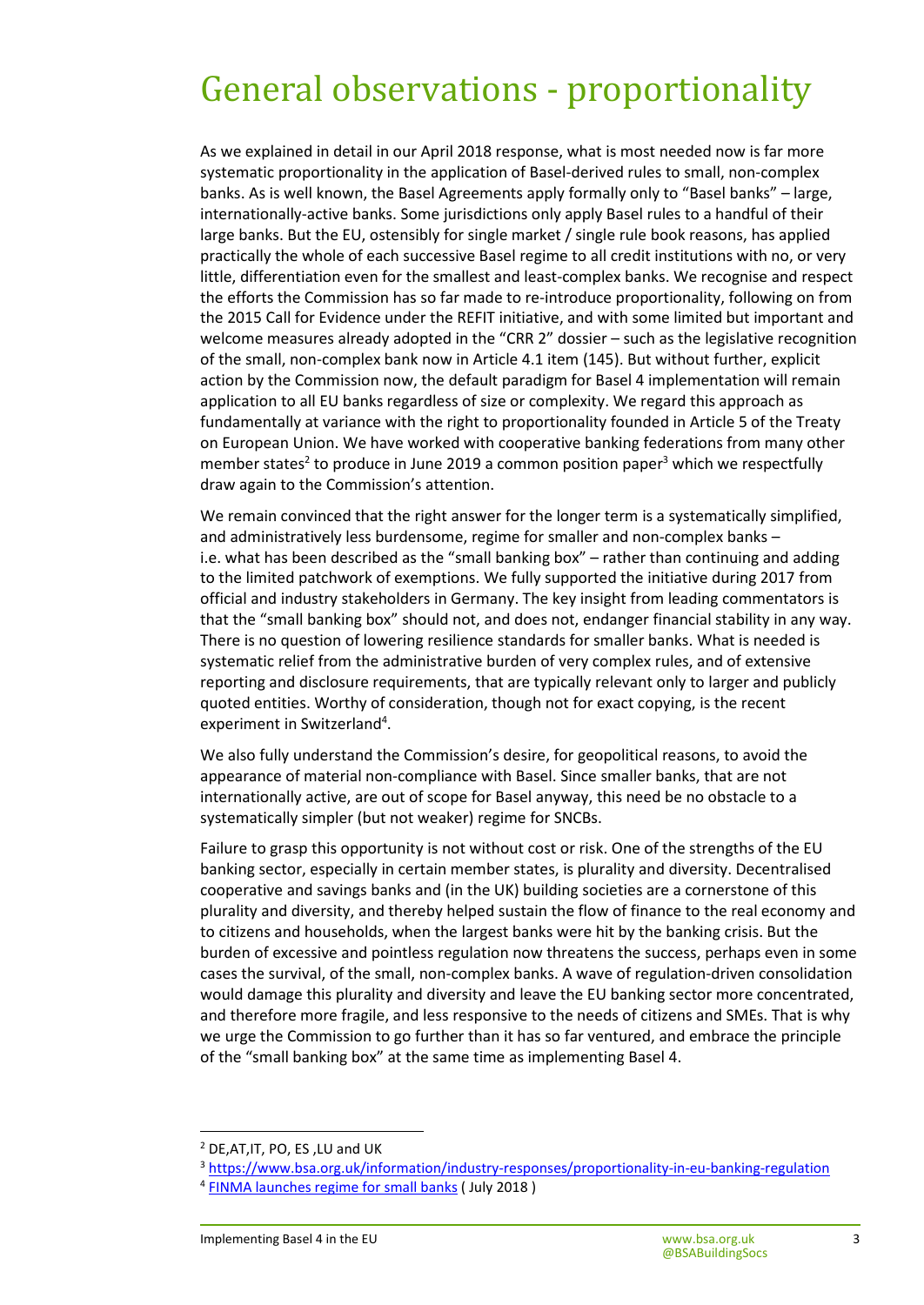# General observations - proportionality

As we explained in detail in our April 2018 response, what is most needed now is far more systematic proportionality in the application of Basel-derived rules to small, non-complex banks. As is well known, the Basel Agreements apply formally only to "Basel banks" – large, internationally-active banks. Some jurisdictions only apply Basel rules to a handful of their large banks. But the EU, ostensibly for single market / single rule book reasons, has applied practically the whole of each successive Basel regime to all credit institutions with no, or very little, differentiation even for the smallest and least-complex banks. We recognise and respect the efforts the Commission has so far made to re-introduce proportionality, following on from the 2015 Call for Evidence under the REFIT initiative, and with some limited but important and welcome measures already adopted in the "CRR 2" dossier – such as the legislative recognition of the small, non-complex bank now in Article 4.1 item (145). But without further, explicit action by the Commission now, the default paradigm for Basel 4 implementation will remain application to all EU banks regardless of size or complexity. We regard this approach as fundamentally at variance with the right to proportionality founded in Article 5 of the Treaty on European Union. We have worked with cooperative banking federations from many other member states[2] to produce in June 2019 a common position paper[3] which we respectfully draw again to the Commission's attention.

We remain convinced that the right answer for the longer term is a systematically simplified, and administratively less burdensome, regime for smaller and non-complex banks – i.e. what has been described as the "small banking box" – rather than continuing and adding to the limited patchwork of exemptions. We fully supported the initiative during 2017 from official and industry stakeholders in Germany. The key insight from leading commentators is that the "small banking box" should not, and does not, endanger financial stability in any way. There is no question of lowering resilience standards for smaller banks. What is needed is systematic relief from the administrative burden of very complex rules, and of extensive reporting and disclosure requirements, that are typically relevant only to larger and publicly quoted entities. Worthy of consideration, though not for exact copying, is the recent experiment in Switzerland[4].

We also fully understand the Commission's desire, for geopolitical reasons, to avoid the appearance of material non-compliance with Basel. Since smaller banks, that are not internationally active, are out of scope for Basel anyway, this need be no obstacle to a systematically simpler (but not weaker) regime for SNCBs.

Failure to grasp this opportunity is not without cost or risk. One of the strengths of the EU banking sector, especially in certain member states, is plurality and diversity. Decentralised cooperative and savings banks and (in the UK) building societies are a cornerstone of this plurality and diversity, and thereby helped sustain the flow of finance to the real economy and to citizens and households, when the largest banks were hit by the banking crisis. But the burden of excessive and pointless regulation now threatens the success, perhaps even in some cases the survival, of the small, non-complex banks. A wave of regulation-driven consolidation would damage this plurality and diversity and leave the EU banking sector more concentrated, and therefore more fragile, and less responsive to the needs of citizens and SMEs. That is why we urge the Commission to go further than it has so far ventured, and embrace the principle of the "small banking box" at the same time as implementing Basel 4.

---

[2] DE,AT,IT, PO, ES ,LU and UK

[3] https://www.bsa.org.uk/information/industry-responses/proportionality-in-eu-banking-regulation

[4] FINMA launches regime for small banks ( July 2018 )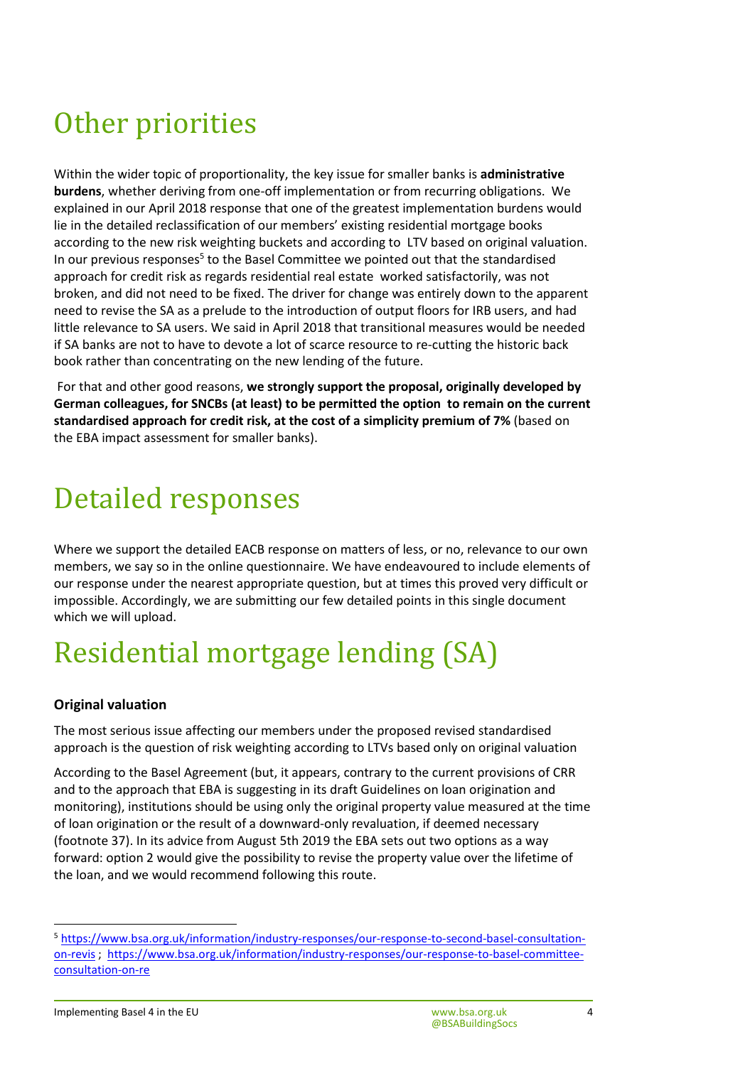# Other priorities

Within the wider topic of proportionality, the key issue for smaller banks is **administrative burdens**, whether deriving from one-off implementation or from recurring obligations. We explained in our April 2018 response that one of the greatest implementation burdens would lie in the detailed reclassification of our members' existing residential mortgage books according to the new risk weighting buckets and according to LTV based on original valuation. In our previous responses[5] to the Basel Committee we pointed out that the standardised approach for credit risk as regards residential real estate worked satisfactorily, was not broken, and did not need to be fixed. The driver for change was entirely down to the apparent need to revise the SA as a prelude to the introduction of output floors for IRB users, and had little relevance to SA users. We said in April 2018 that transitional measures would be needed if SA banks are not to have to devote a lot of scarce resource to re-cutting the historic back book rather than concentrating on the new lending of the future.

For that and other good reasons, **we strongly support the proposal, originally developed by German colleagues, for SNCBs (at least) to be permitted the option to remain on the current standardised approach for credit risk, at the cost of a simplicity premium of 7%** (based on the EBA impact assessment for smaller banks).

# Detailed responses

Where we support the detailed EACB response on matters of less, or no, relevance to our own members, we say so in the online questionnaire. We have endeavoured to include elements of our response under the nearest appropriate question, but at times this proved very difficult or impossible. Accordingly, we are submitting our few detailed points in this single document which we will upload.

# Residential mortgage lending (SA)

### Original valuation

The most serious issue affecting our members under the proposed revised standardised approach is the question of risk weighting according to LTVs based only on original valuation

According to the Basel Agreement (but, it appears, contrary to the current provisions of CRR and to the approach that EBA is suggesting in its draft Guidelines on loan origination and monitoring), institutions should be using only the original property value measured at the time of loan origination or the result of a downward-only revaluation, if deemed necessary (footnote 37). In its advice from August 5th 2019 the EBA sets out two options as a way forward: option 2 would give the possibility to revise the property value over the lifetime of the loan, and we would recommend following this route.

[5] https://www.bsa.org.uk/information/industry-responses/our-response-to-second-basel-consultation-on-revis ; https://www.bsa.org.uk/information/industry-responses/our-response-to-basel-committee-consultation-on-re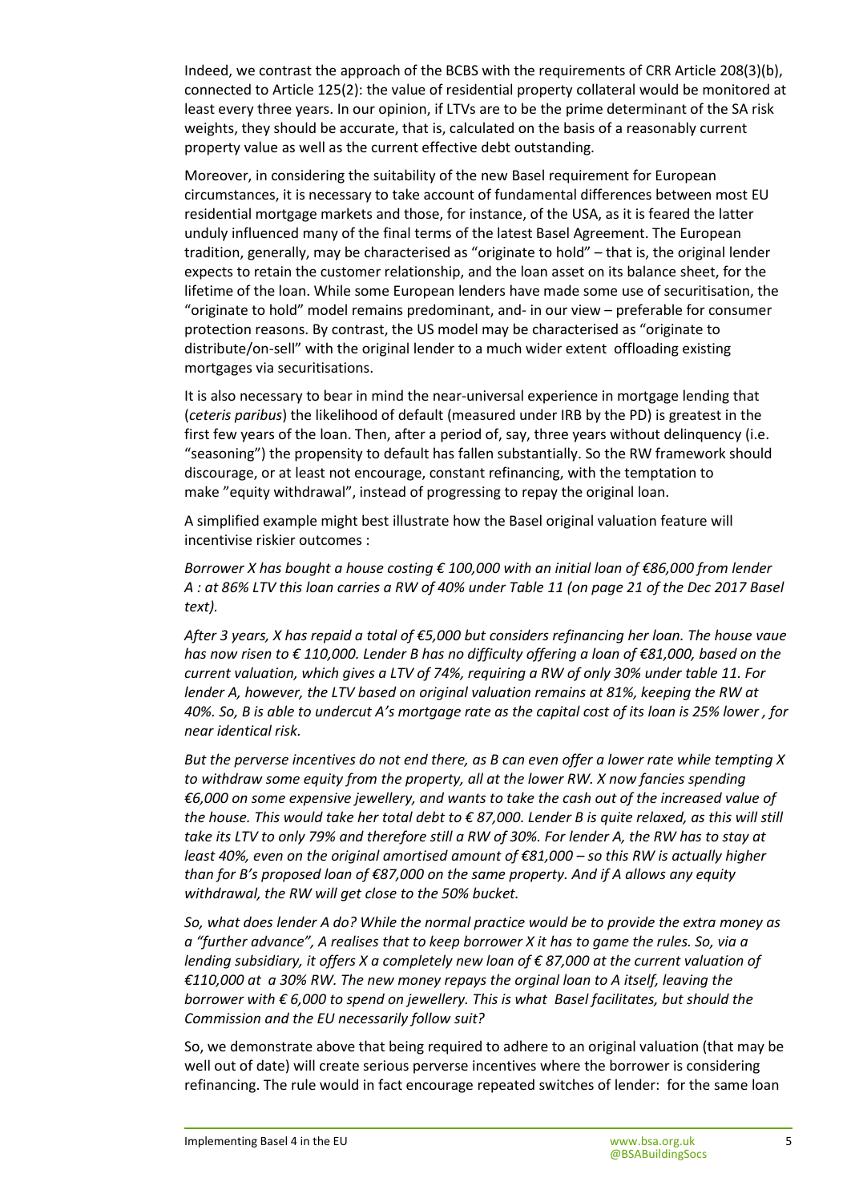Indeed, we contrast the approach of the BCBS with the requirements of CRR Article 208(3)(b), connected to Article 125(2): the value of residential property collateral would be monitored at least every three years. In our opinion, if LTVs are to be the prime determinant of the SA risk weights, they should be accurate, that is, calculated on the basis of a reasonably current property value as well as the current effective debt outstanding.

Moreover, in considering the suitability of the new Basel requirement for European circumstances, it is necessary to take account of fundamental differences between most EU residential mortgage markets and those, for instance, of the USA, as it is feared the latter unduly influenced many of the final terms of the latest Basel Agreement. The European tradition, generally, may be characterised as "originate to hold" – that is, the original lender expects to retain the customer relationship, and the loan asset on its balance sheet, for the lifetime of the loan. While some European lenders have made some use of securitisation, the "originate to hold" model remains predominant, and- in our view – preferable for consumer protection reasons. By contrast, the US model may be characterised as "originate to distribute/on-sell" with the original lender to a much wider extent offloading existing mortgages via securitisations.

It is also necessary to bear in mind the near-universal experience in mortgage lending that (*ceteris paribus*) the likelihood of default (measured under IRB by the PD) is greatest in the first few years of the loan. Then, after a period of, say, three years without delinquency (i.e. "seasoning") the propensity to default has fallen substantially. So the RW framework should discourage, or at least not encourage, constant refinancing, with the temptation to make "equity withdrawal", instead of progressing to repay the original loan.

A simplified example might best illustrate how the Basel original valuation feature will incentivise riskier outcomes :

*Borrower X has bought a house costing € 100,000 with an initial loan of €86,000 from lender A : at 86% LTV this loan carries a RW of 40% under Table 11 (on page 21 of the Dec 2017 Basel text).*

*After 3 years, X has repaid a total of €5,000 but considers refinancing her loan. The house vaue has now risen to € 110,000. Lender B has no difficulty offering a loan of €81,000, based on the current valuation, which gives a LTV of 74%, requiring a RW of only 30% under table 11. For lender A, however, the LTV based on original valuation remains at 81%, keeping the RW at 40%. So, B is able to undercut A's mortgage rate as the capital cost of its loan is 25% lower , for near identical risk.*

*But the perverse incentives do not end there, as B can even offer a lower rate while tempting X to withdraw some equity from the property, all at the lower RW. X now fancies spending €6,000 on some expensive jewellery, and wants to take the cash out of the increased value of the house. This would take her total debt to € 87,000. Lender B is quite relaxed, as this will still take its LTV to only 79% and therefore still a RW of 30%. For lender A, the RW has to stay at least 40%, even on the original amortised amount of €81,000 – so this RW is actually higher than for B's proposed loan of €87,000 on the same property. And if A allows any equity withdrawal, the RW will get close to the 50% bucket.*

*So, what does lender A do? While the normal practice would be to provide the extra money as a "further advance", A realises that to keep borrower X it has to game the rules. So, via a lending subsidiary, it offers X a completely new loan of € 87,000 at the current valuation of €110,000 at a 30% RW. The new money repays the orginal loan to A itself, leaving the borrower with € 6,000 to spend on jewellery. This is what Basel facilitates, but should the Commission and the EU necessarily follow suit?*

So, we demonstrate above that being required to adhere to an original valuation (that may be well out of date) will create serious perverse incentives where the borrower is considering refinancing. The rule would in fact encourage repeated switches of lender: for the same loan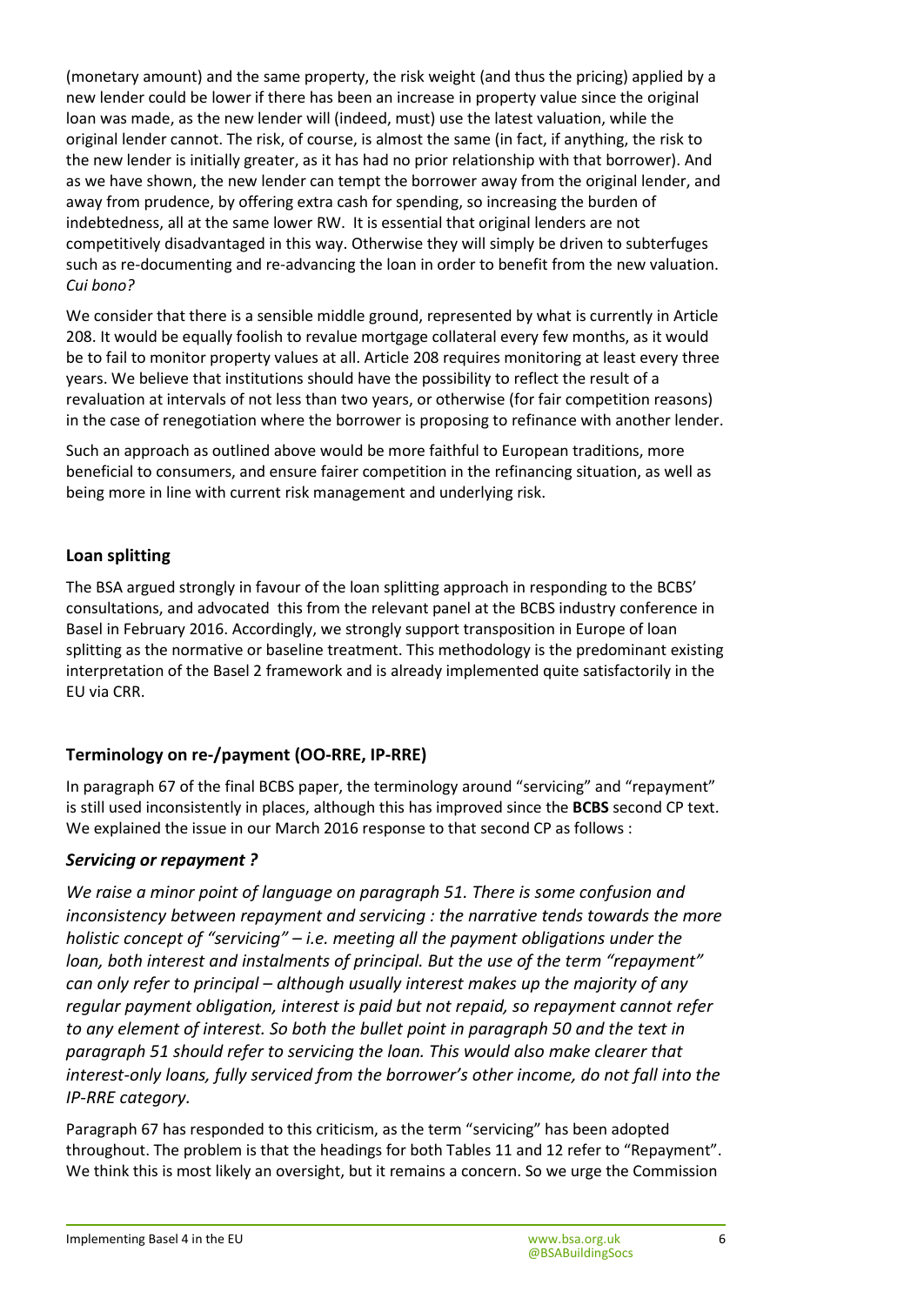(monetary amount) and the same property, the risk weight (and thus the pricing) applied by a new lender could be lower if there has been an increase in property value since the original loan was made, as the new lender will (indeed, must) use the latest valuation, while the original lender cannot. The risk, of course, is almost the same (in fact, if anything, the risk to the new lender is initially greater, as it has had no prior relationship with that borrower). And as we have shown, the new lender can tempt the borrower away from the original lender, and away from prudence, by offering extra cash for spending, so increasing the burden of indebtedness, all at the same lower RW. It is essential that original lenders are not competitively disadvantaged in this way. Otherwise they will simply be driven to subterfuges such as re-documenting and re-advancing the loan in order to benefit from the new valuation. *Cui bono?*

We consider that there is a sensible middle ground, represented by what is currently in Article 208. It would be equally foolish to revalue mortgage collateral every few months, as it would be to fail to monitor property values at all. Article 208 requires monitoring at least every three years. We believe that institutions should have the possibility to reflect the result of a revaluation at intervals of not less than two years, or otherwise (for fair competition reasons) in the case of renegotiation where the borrower is proposing to refinance with another lender.

Such an approach as outlined above would be more faithful to European traditions, more beneficial to consumers, and ensure fairer competition in the refinancing situation, as well as being more in line with current risk management and underlying risk.

## Loan splitting

The BSA argued strongly in favour of the loan splitting approach in responding to the BCBS' consultations, and advocated this from the relevant panel at the BCBS industry conference in Basel in February 2016. Accordingly, we strongly support transposition in Europe of loan splitting as the normative or baseline treatment. This methodology is the predominant existing interpretation of the Basel 2 framework and is already implemented quite satisfactorily in the EU via CRR.

## Terminology on re-/payment (OO-RRE, IP-RRE)

In paragraph 67 of the final BCBS paper, the terminology around "servicing" and "repayment" is still used inconsistently in places, although this has improved since the **BCBS** second CP text. We explained the issue in our March 2016 response to that second CP as follows :

### *Servicing or repayment ?*

*We raise a minor point of language on paragraph 51. There is some confusion and inconsistency between repayment and servicing : the narrative tends towards the more holistic concept of "servicing" – i.e. meeting all the payment obligations under the loan, both interest and instalments of principal. But the use of the term "repayment" can only refer to principal – although usually interest makes up the majority of any regular payment obligation, interest is paid but not repaid, so repayment cannot refer to any element of interest. So both the bullet point in paragraph 50 and the text in paragraph 51 should refer to servicing the loan. This would also make clearer that interest-only loans, fully serviced from the borrower's other income, do not fall into the IP-RRE category.*

Paragraph 67 has responded to this criticism, as the term "servicing" has been adopted throughout. The problem is that the headings for both Tables 11 and 12 refer to "Repayment". We think this is most likely an oversight, but it remains a concern. So we urge the Commission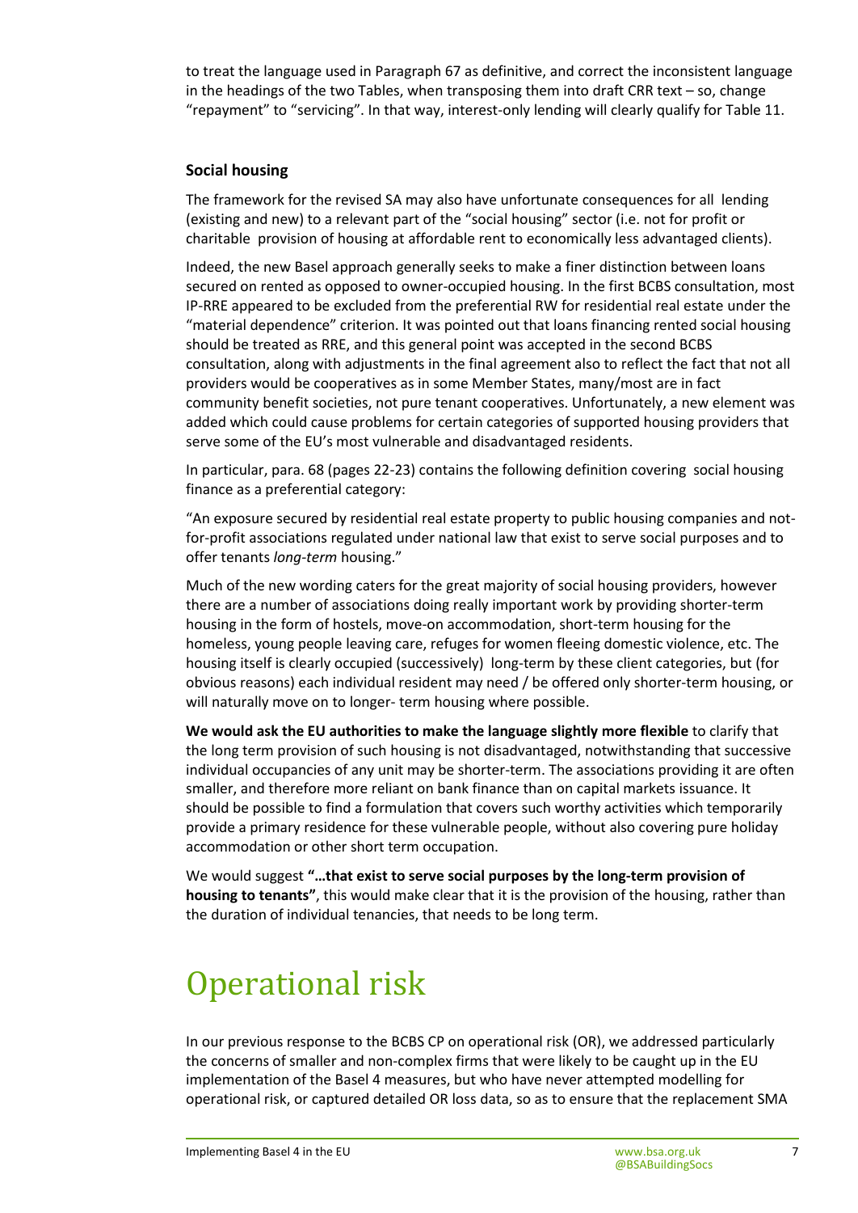to treat the language used in Paragraph 67 as definitive, and correct the inconsistent language in the headings of the two Tables, when transposing them into draft CRR text – so, change "repayment" to "servicing". In that way, interest-only lending will clearly qualify for Table 11.

### Social housing

The framework for the revised SA may also have unfortunate consequences for all lending (existing and new) to a relevant part of the "social housing" sector (i.e. not for profit or charitable provision of housing at affordable rent to economically less advantaged clients).

Indeed, the new Basel approach generally seeks to make a finer distinction between loans secured on rented as opposed to owner-occupied housing. In the first BCBS consultation, most IP-RRE appeared to be excluded from the preferential RW for residential real estate under the "material dependence" criterion. It was pointed out that loans financing rented social housing should be treated as RRE, and this general point was accepted in the second BCBS consultation, along with adjustments in the final agreement also to reflect the fact that not all providers would be cooperatives as in some Member States, many/most are in fact community benefit societies, not pure tenant cooperatives. Unfortunately, a new element was added which could cause problems for certain categories of supported housing providers that serve some of the EU's most vulnerable and disadvantaged residents.

In particular, para. 68 (pages 22-23) contains the following definition covering social housing finance as a preferential category:

"An exposure secured by residential real estate property to public housing companies and not-for-profit associations regulated under national law that exist to serve social purposes and to offer tenants *long-term* housing."

Much of the new wording caters for the great majority of social housing providers, however there are a number of associations doing really important work by providing shorter-term housing in the form of hostels, move-on accommodation, short-term housing for the homeless, young people leaving care, refuges for women fleeing domestic violence, etc. The housing itself is clearly occupied (successively) long-term by these client categories, but (for obvious reasons) each individual resident may need / be offered only shorter-term housing, or will naturally move on to longer- term housing where possible.

**We would ask the EU authorities to make the language slightly more flexible** to clarify that the long term provision of such housing is not disadvantaged, notwithstanding that successive individual occupancies of any unit may be shorter-term. The associations providing it are often smaller, and therefore more reliant on bank finance than on capital markets issuance. It should be possible to find a formulation that covers such worthy activities which temporarily provide a primary residence for these vulnerable people, without also covering pure holiday accommodation or other short term occupation.

We would suggest **"…that exist to serve social purposes by the long-term provision of housing to tenants"**, this would make clear that it is the provision of the housing, rather than the duration of individual tenancies, that needs to be long term.

# Operational risk

In our previous response to the BCBS CP on operational risk (OR), we addressed particularly the concerns of smaller and non-complex firms that were likely to be caught up in the EU implementation of the Basel 4 measures, but who have never attempted modelling for operational risk, or captured detailed OR loss data, so as to ensure that the replacement SMA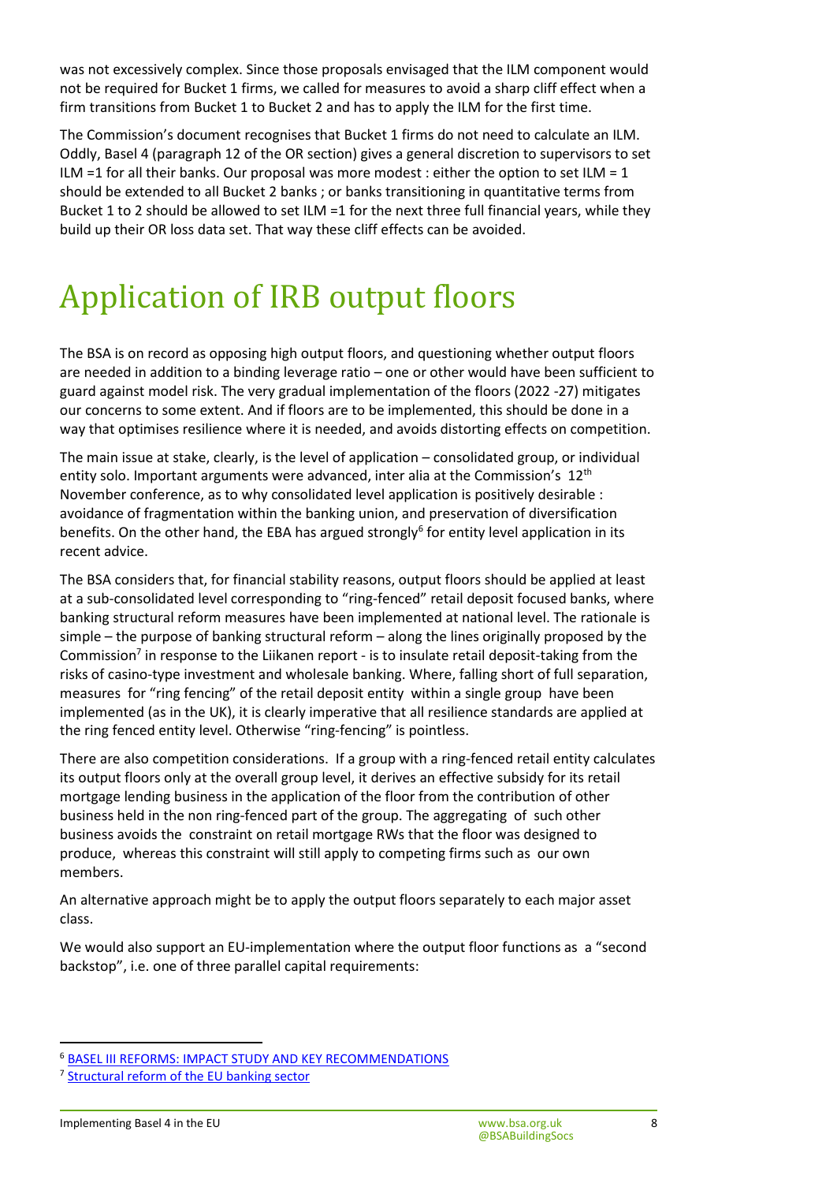was not excessively complex. Since those proposals envisaged that the ILM component would not be required for Bucket 1 firms, we called for measures to avoid a sharp cliff effect when a firm transitions from Bucket 1 to Bucket 2 and has to apply the ILM for the first time.

The Commission's document recognises that Bucket 1 firms do not need to calculate an ILM. Oddly, Basel 4 (paragraph 12 of the OR section) gives a general discretion to supervisors to set ILM =1 for all their banks. Our proposal was more modest : either the option to set ILM = 1 should be extended to all Bucket 2 banks ; or banks transitioning in quantitative terms from Bucket 1 to 2 should be allowed to set ILM =1 for the next three full financial years, while they build up their OR loss data set. That way these cliff effects can be avoided.

# Application of IRB output floors

The BSA is on record as opposing high output floors, and questioning whether output floors are needed in addition to a binding leverage ratio – one or other would have been sufficient to guard against model risk. The very gradual implementation of the floors (2022 -27) mitigates our concerns to some extent. And if floors are to be implemented, this should be done in a way that optimises resilience where it is needed, and avoids distorting effects on competition.

The main issue at stake, clearly, is the level of application – consolidated group, or individual entity solo. Important arguments were advanced, inter alia at the Commission's 12th November conference, as to why consolidated level application is positively desirable : avoidance of fragmentation within the banking union, and preservation of diversification benefits. On the other hand, the EBA has argued strongly[6] for entity level application in its recent advice.

The BSA considers that, for financial stability reasons, output floors should be applied at least at a sub-consolidated level corresponding to "ring-fenced" retail deposit focused banks, where banking structural reform measures have been implemented at national level. The rationale is simple – the purpose of banking structural reform – along the lines originally proposed by the Commission[7] in response to the Liikanen report - is to insulate retail deposit-taking from the risks of casino-type investment and wholesale banking. Where, falling short of full separation, measures for "ring fencing" of the retail deposit entity within a single group have been implemented (as in the UK), it is clearly imperative that all resilience standards are applied at the ring fenced entity level. Otherwise "ring-fencing" is pointless.

There are also competition considerations. If a group with a ring-fenced retail entity calculates its output floors only at the overall group level, it derives an effective subsidy for its retail mortgage lending business in the application of the floor from the contribution of other business held in the non ring-fenced part of the group. The aggregating of such other business avoids the constraint on retail mortgage RWs that the floor was designed to produce, whereas this constraint will still apply to competing firms such as our own members.

An alternative approach might be to apply the output floors separately to each major asset class.

We would also support an EU-implementation where the output floor functions as a "second backstop", i.e. one of three parallel capital requirements:

---

[6] BASEL III REFORMS: IMPACT STUDY AND KEY RECOMMENDATIONS

[7] Structural reform of the EU banking sector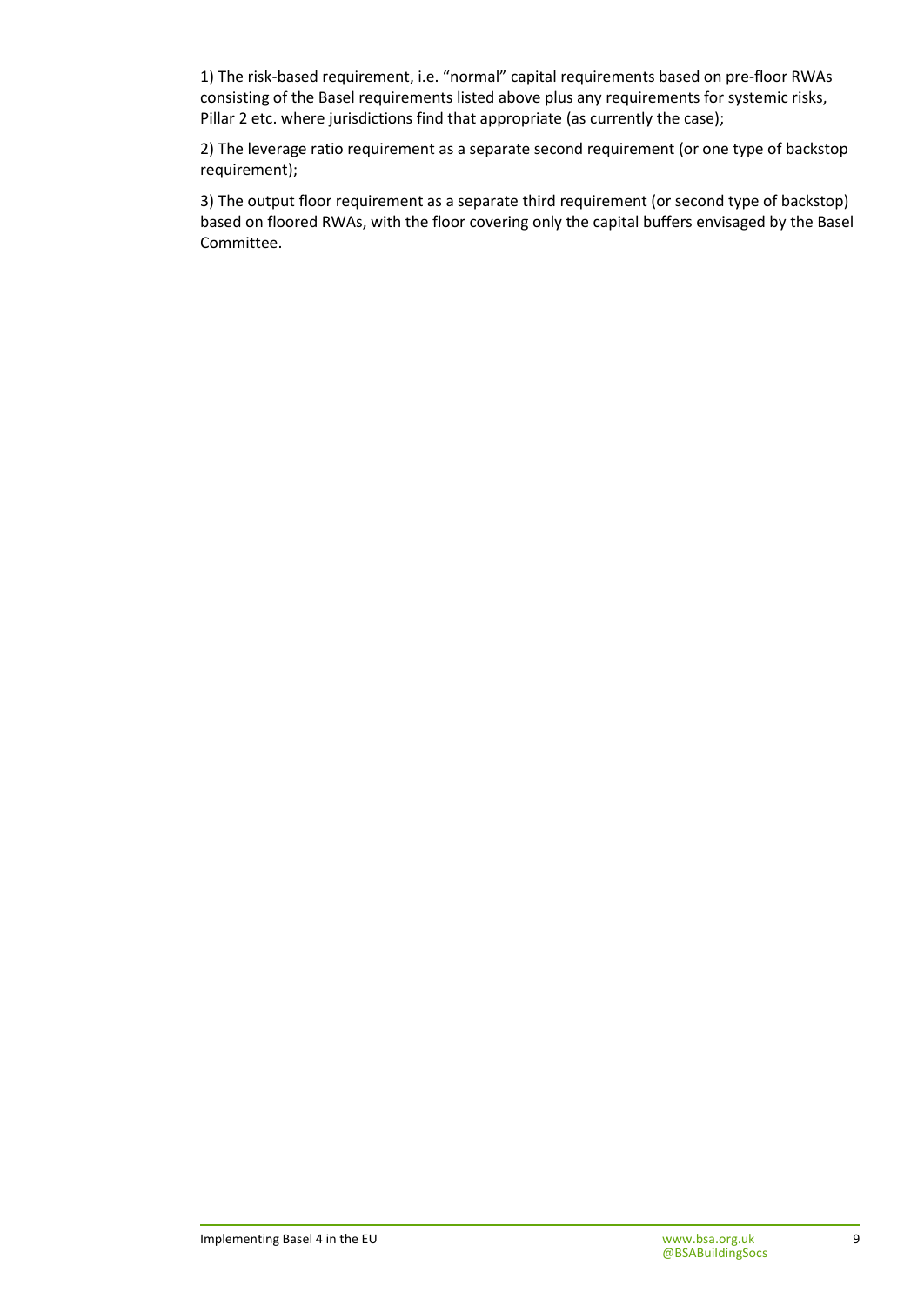1) The risk-based requirement, i.e. "normal" capital requirements based on pre-floor RWAs consisting of the Basel requirements listed above plus any requirements for systemic risks, Pillar 2 etc. where jurisdictions find that appropriate (as currently the case);

2) The leverage ratio requirement as a separate second requirement (or one type of backstop requirement);

3) The output floor requirement as a separate third requirement (or second type of backstop) based on floored RWAs, with the floor covering only the capital buffers envisaged by the Basel Committee.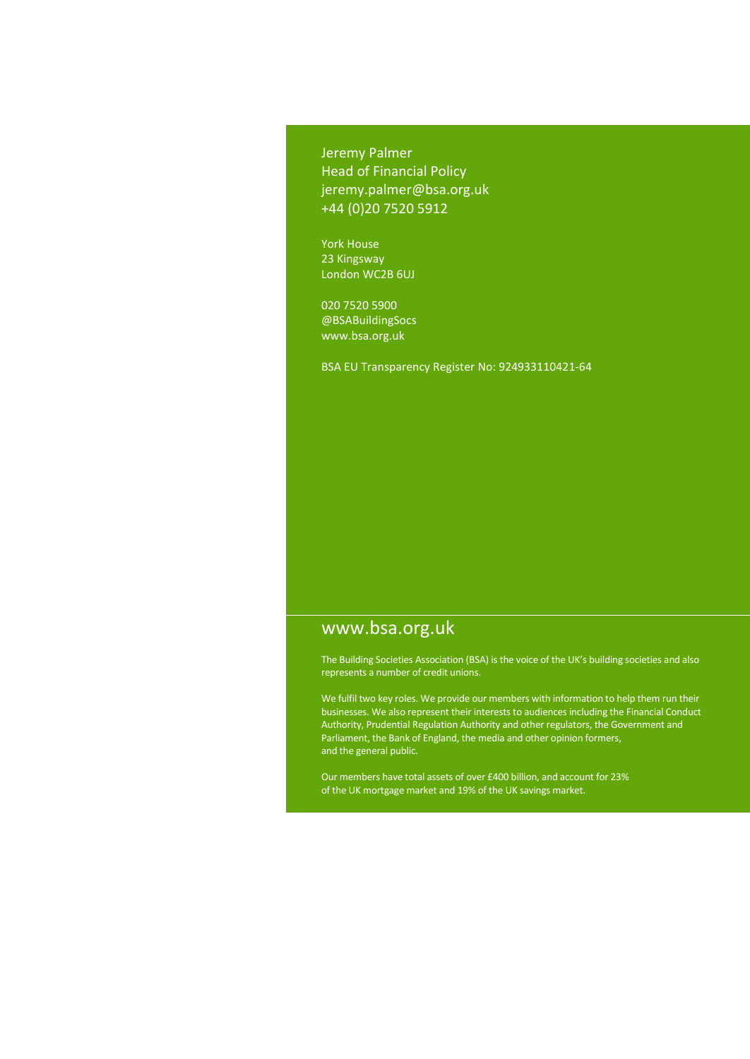Jeremy Palmer
Head of Financial Policy
jeremy.palmer@bsa.org.uk
+44 (0)20 7520 5912

York House
23 Kingsway
London WC2B 6UJ

020 7520 5900
@BSABuildingSocs
www.bsa.org.uk

BSA EU Transparency Register No: 924933110421-64

## www.bsa.org.uk

The Building Societies Association (BSA) is the voice of the UK's building societies and also represents a number of credit unions.

We fulfil two key roles. We provide our members with information to help them run their businesses. We also represent their interests to audiences including the Financial Conduct Authority, Prudential Regulation Authority and other regulators, the Government and Parliament, the Bank of England, the media and other opinion formers, and the general public.

Our members have total assets of over £400 billion, and account for 23% of the UK mortgage market and 19% of the UK savings market.